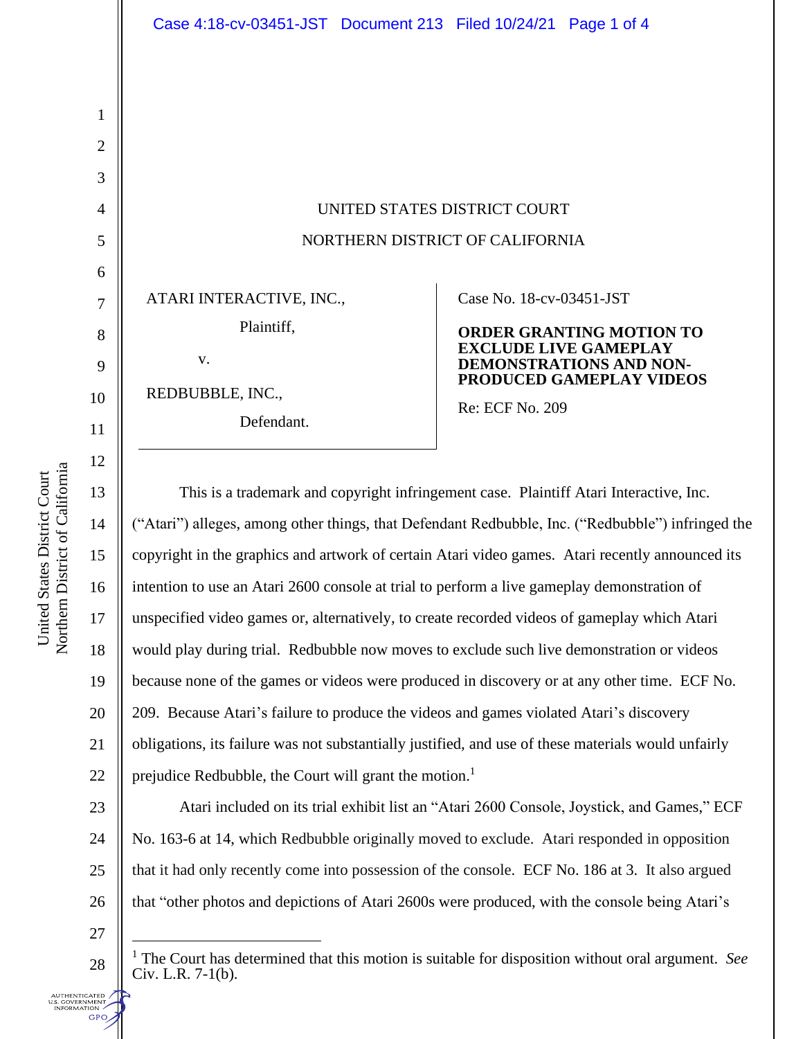UNITED STATES DISTRICT COURT

NORTHERN DISTRICT OF CALIFORNIA

ATARI INTERACTIVE, INC.,

Plaintiff,

v.

REDBUBBLE, INC.,

Defendant.

Case No. 18-cv-03451-JST

**ORDER GRANTING MOTION TO EXCLUDE LIVE GAMEPLAY DEMONSTRATIONS AND NON-PRODUCED GAMEPLAY VIDEOS**

Re: ECF No. 209

This is a trademark and copyright infringement case. Plaintiff Atari Interactive, Inc. ("Atari") alleges, among other things, that Defendant Redbubble, Inc. ("Redbubble") infringed the copyright in the graphics and artwork of certain Atari video games. Atari recently announced its intention to use an Atari 2600 console at trial to perform a live gameplay demonstration of unspecified video games or, alternatively, to create recorded videos of gameplay which Atari would play during trial. Redbubble now moves to exclude such live demonstration or videos because none of the games or videos were produced in discovery or at any other time. ECF No. 209. Because Atari's failure to produce the videos and games violated Atari's discovery obligations, its failure was not substantially justified, and use of these materials would unfairly prejudice Redbubble, the Court will grant the motion.[1]

Atari included on its trial exhibit list an "Atari 2600 Console, Joystick, and Games," ECF No. 163-6 at 14, which Redbubble originally moved to exclude. Atari responded in opposition that it had only recently come into possession of the console. ECF No. 186 at 3. It also argued that "other photos and depictions of Atari 2600s were produced, with the console being Atari's

[1] The Court has determined that this motion is suitable for disposition without oral argument. *See* Civ. L.R. 7-1(b).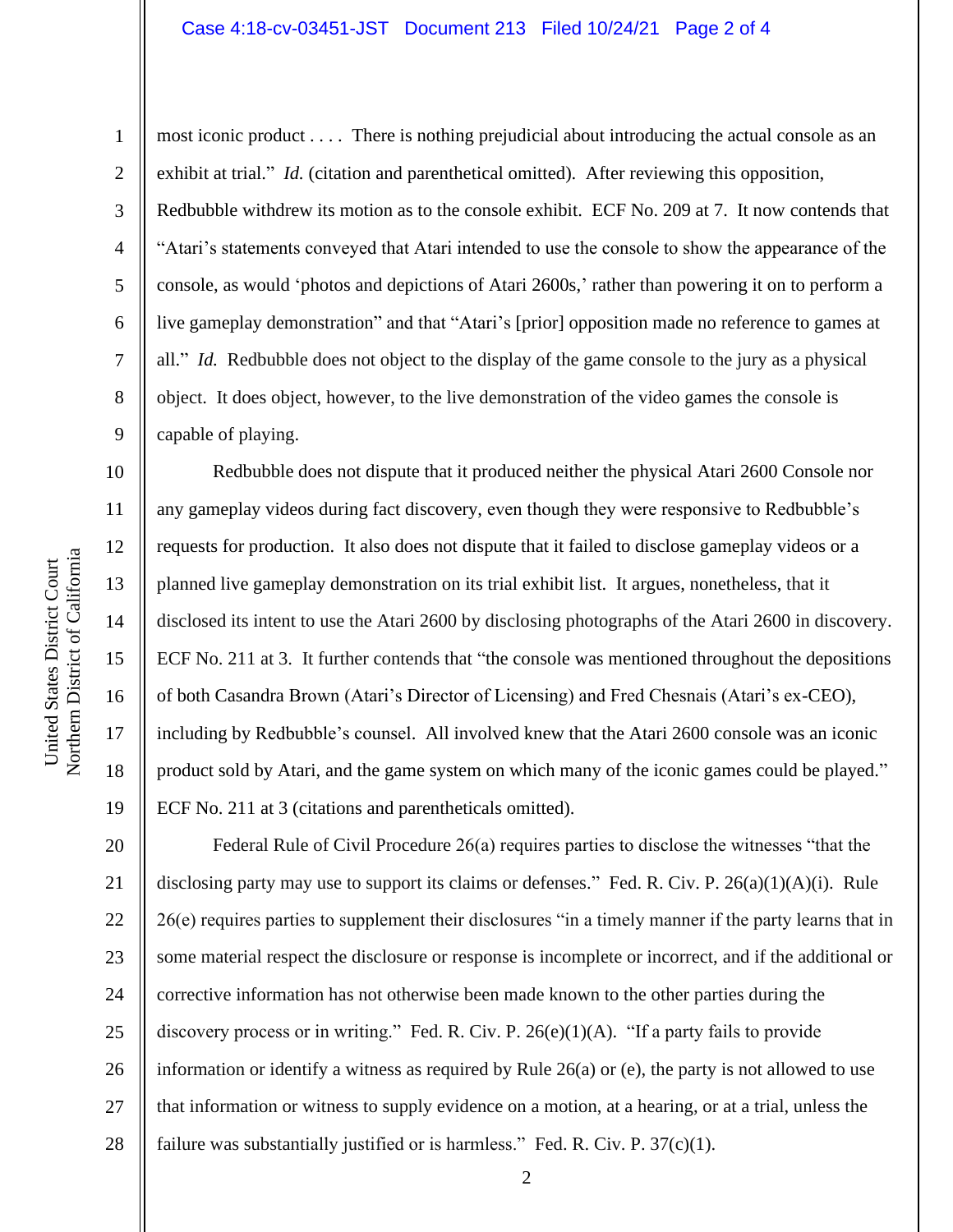most iconic product . . . . There is nothing prejudicial about introducing the actual console as an exhibit at trial." *Id.* (citation and parenthetical omitted). After reviewing this opposition, Redbubble withdrew its motion as to the console exhibit. ECF No. 209 at 7. It now contends that "Atari's statements conveyed that Atari intended to use the console to show the appearance of the console, as would 'photos and depictions of Atari 2600s,' rather than powering it on to perform a live gameplay demonstration" and that "Atari's [prior] opposition made no reference to games at all." *Id.* Redbubble does not object to the display of the game console to the jury as a physical object. It does object, however, to the live demonstration of the video games the console is capable of playing.

Redbubble does not dispute that it produced neither the physical Atari 2600 Console nor any gameplay videos during fact discovery, even though they were responsive to Redbubble's requests for production. It also does not dispute that it failed to disclose gameplay videos or a planned live gameplay demonstration on its trial exhibit list. It argues, nonetheless, that it disclosed its intent to use the Atari 2600 by disclosing photographs of the Atari 2600 in discovery. ECF No. 211 at 3. It further contends that "the console was mentioned throughout the depositions of both Casandra Brown (Atari's Director of Licensing) and Fred Chesnais (Atari's ex-CEO), including by Redbubble's counsel. All involved knew that the Atari 2600 console was an iconic product sold by Atari, and the game system on which many of the iconic games could be played." ECF No. 211 at 3 (citations and parentheticals omitted).

Federal Rule of Civil Procedure 26(a) requires parties to disclose the witnesses "that the disclosing party may use to support its claims or defenses." Fed. R. Civ. P. 26(a)(1)(A)(i). Rule 26(e) requires parties to supplement their disclosures "in a timely manner if the party learns that in some material respect the disclosure or response is incomplete or incorrect, and if the additional or corrective information has not otherwise been made known to the other parties during the discovery process or in writing." Fed. R. Civ. P. 26(e)(1)(A). "If a party fails to provide information or identify a witness as required by Rule 26(a) or (e), the party is not allowed to use that information or witness to supply evidence on a motion, at a hearing, or at a trial, unless the failure was substantially justified or is harmless." Fed. R. Civ. P. 37(c)(1).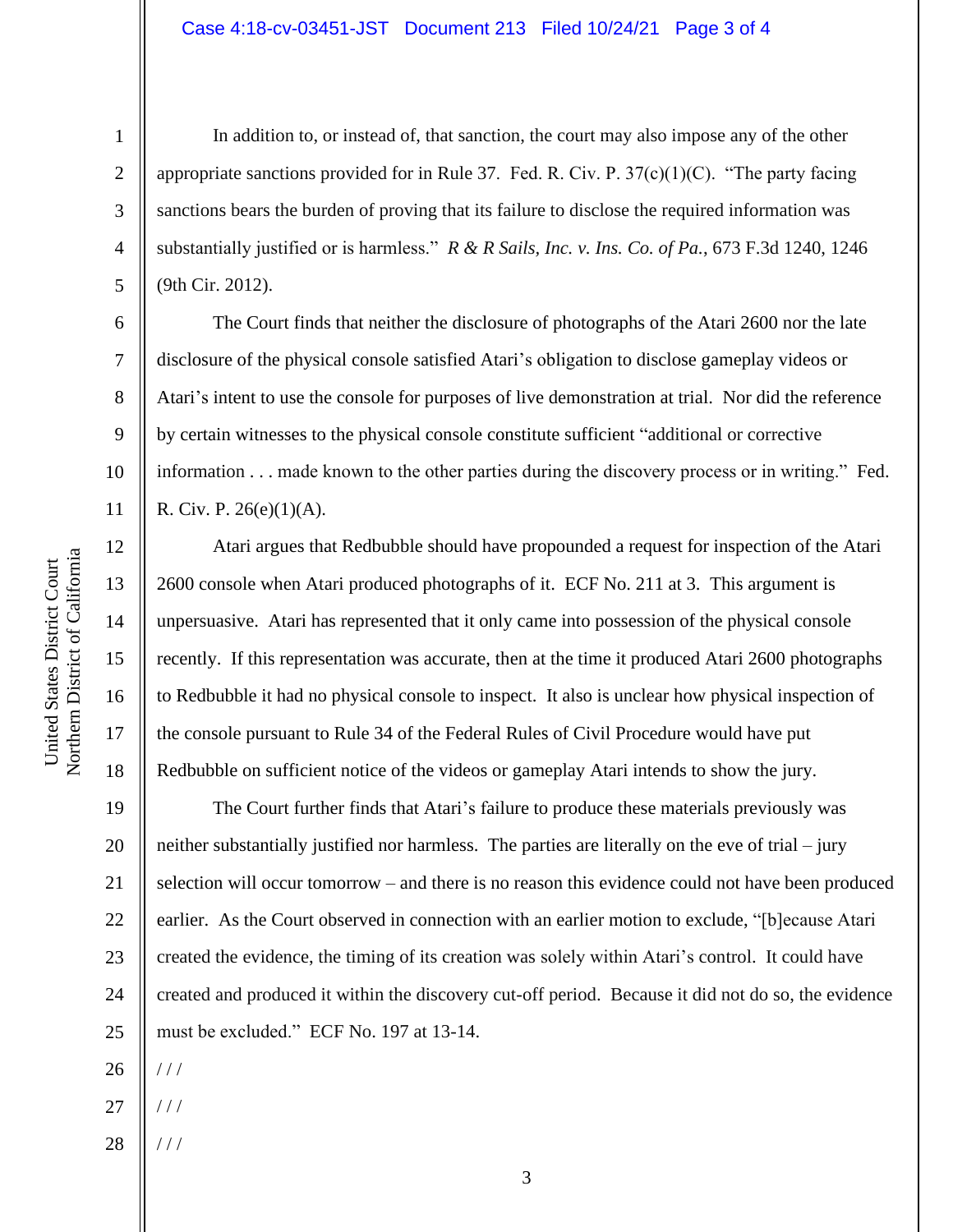In addition to, or instead of, that sanction, the court may also impose any of the other appropriate sanctions provided for in Rule 37. Fed. R. Civ. P. 37(c)(1)(C). "The party facing sanctions bears the burden of proving that its failure to disclose the required information was substantially justified or is harmless." *R & R Sails, Inc. v. Ins. Co. of Pa.*, 673 F.3d 1240, 1246 (9th Cir. 2012).

The Court finds that neither the disclosure of photographs of the Atari 2600 nor the late disclosure of the physical console satisfied Atari's obligation to disclose gameplay videos or Atari's intent to use the console for purposes of live demonstration at trial. Nor did the reference by certain witnesses to the physical console constitute sufficient "additional or corrective information . . . made known to the other parties during the discovery process or in writing." Fed. R. Civ. P. 26(e)(1)(A).

Atari argues that Redbubble should have propounded a request for inspection of the Atari 2600 console when Atari produced photographs of it. ECF No. 211 at 3. This argument is unpersuasive. Atari has represented that it only came into possession of the physical console recently. If this representation was accurate, then at the time it produced Atari 2600 photographs to Redbubble it had no physical console to inspect. It also is unclear how physical inspection of the console pursuant to Rule 34 of the Federal Rules of Civil Procedure would have put Redbubble on sufficient notice of the videos or gameplay Atari intends to show the jury.

The Court further finds that Atari's failure to produce these materials previously was neither substantially justified nor harmless. The parties are literally on the eve of trial – jury selection will occur tomorrow – and there is no reason this evidence could not have been produced earlier. As the Court observed in connection with an earlier motion to exclude, "[b]ecause Atari created the evidence, the timing of its creation was solely within Atari's control. It could have created and produced it within the discovery cut-off period. Because it did not do so, the evidence must be excluded." ECF No. 197 at 13-14.

/ / /

/ / /

/ / /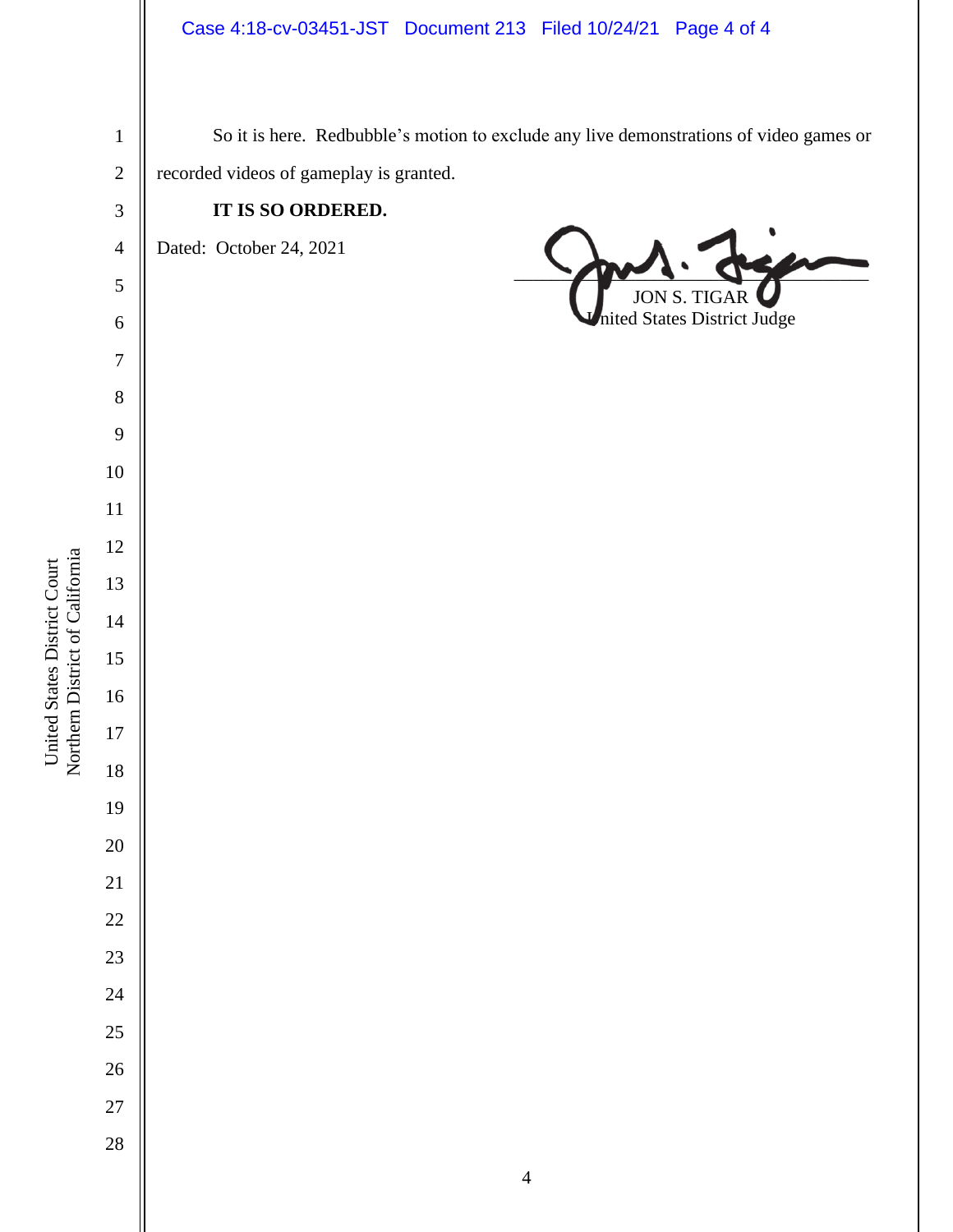So it is here. Redbubble's motion to exclude any live demonstrations of video games or recorded videos of gameplay is granted.

**IT IS SO ORDERED.**

Dated: October 24, 2021

JON S. TIGAR
United States District Judge